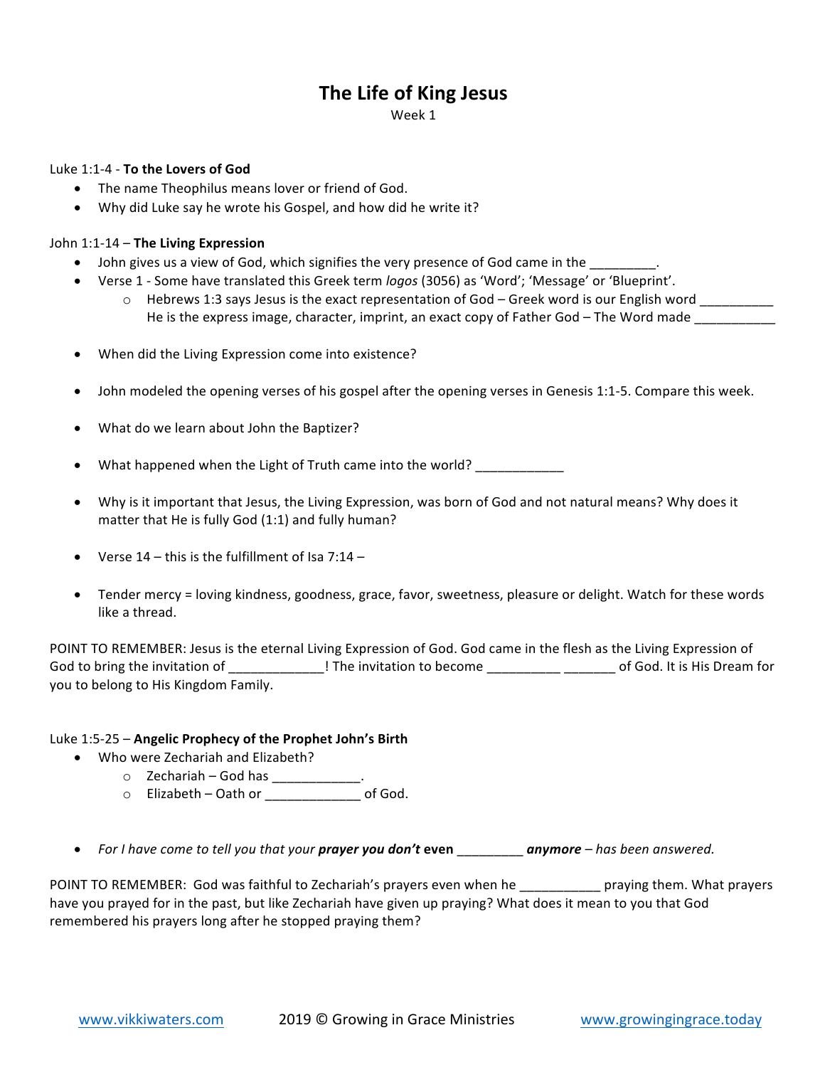# The Life of King Jesus

Week 1

Luke 1:1-4 - **To the Lovers of God**

- The name Theophilus means lover or friend of God.
- Why did Luke say he wrote his Gospel, and how did he write it?

John 1:1-14 – **The Living Expression**

- John gives us a view of God, which signifies the very presence of God came in the _________.
- Verse 1 - Some have translated this Greek term *logos* (3056) as 'Word'; 'Message' or 'Blueprint'.
  - Hebrews 1:3 says Jesus is the exact representation of God – Greek word is our English word __________ He is the express image, character, imprint, an exact copy of Father God – The Word made ___________
- When did the Living Expression come into existence?
- John modeled the opening verses of his gospel after the opening verses in Genesis 1:1-5. Compare this week.
- What do we learn about John the Baptizer?
- What happened when the Light of Truth came into the world? ____________
- Why is it important that Jesus, the Living Expression, was born of God and not natural means? Why does it matter that He is fully God (1:1) and fully human?
- Verse 14 – this is the fulfillment of Isa 7:14 –
- Tender mercy = loving kindness, goodness, grace, favor, sweetness, pleasure or delight. Watch for these words like a thread.

POINT TO REMEMBER: Jesus is the eternal Living Expression of God. God came in the flesh as the Living Expression of God to bring the invitation of _____________! The invitation to become __________ _______ of God. It is His Dream for you to belong to His Kingdom Family.

Luke 1:5-25 – **Angelic Prophecy of the Prophet John's Birth**

- Who were Zechariah and Elizabeth?
  - Zechariah – God has ____________.
  - Elizabeth – Oath or _____________ of God.
- *For I have come to tell you that your* ***prayer you don't*** **even** _________ ***anymore*** *– has been answered.*

POINT TO REMEMBER: God was faithful to Zechariah's prayers even when he ___________ praying them. What prayers have you prayed for in the past, but like Zechariah have given up praying? What does it mean to you that God remembered his prayers long after he stopped praying them?

www.vikkiwaters.com 2019 © Growing in Grace Ministries www.growingingrace.today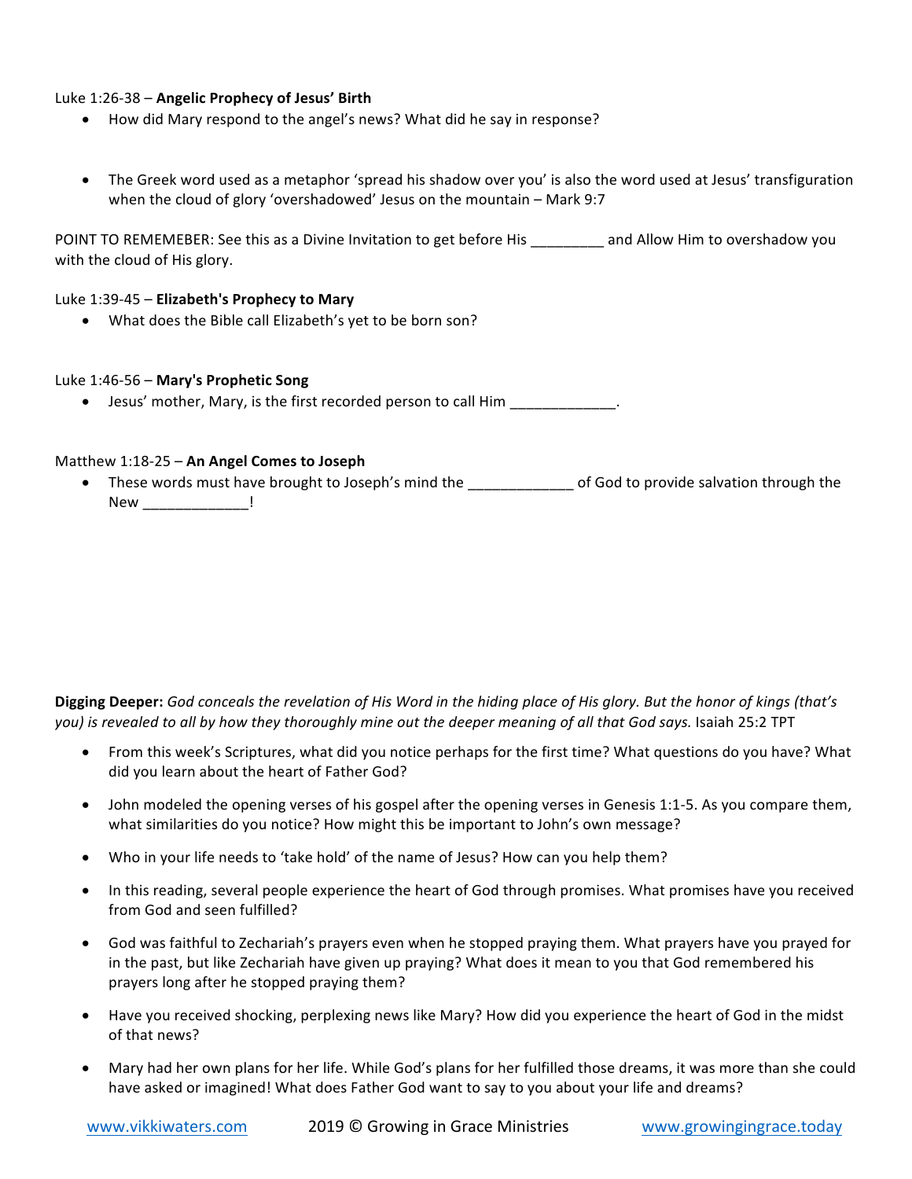Luke 1:26-38 – **Angelic Prophecy of Jesus' Birth**

- How did Mary respond to the angel's news? What did he say in response?

- The Greek word used as a metaphor 'spread his shadow over you' is also the word used at Jesus' transfiguration when the cloud of glory 'overshadowed' Jesus on the mountain – Mark 9:7

POINT TO REMEMEBER: See this as a Divine Invitation to get before His _________ and Allow Him to overshadow you with the cloud of His glory.

Luke 1:39-45 – **Elizabeth's Prophecy to Mary**

- What does the Bible call Elizabeth's yet to be born son?

Luke 1:46-56 – **Mary's Prophetic Song**

- Jesus' mother, Mary, is the first recorded person to call Him _____________.

Matthew 1:18-25 – **An Angel Comes to Joseph**

- These words must have brought to Joseph's mind the _____________ of God to provide salvation through the New _____________!

**Digging Deeper:** *God conceals the revelation of His Word in the hiding place of His glory. But the honor of kings (that's you) is revealed to all by how they thoroughly mine out the deeper meaning of all that God says.* Isaiah 25:2 TPT

- From this week's Scriptures, what did you notice perhaps for the first time? What questions do you have? What did you learn about the heart of Father God?
- John modeled the opening verses of his gospel after the opening verses in Genesis 1:1-5. As you compare them, what similarities do you notice? How might this be important to John's own message?
- Who in your life needs to 'take hold' of the name of Jesus? How can you help them?
- In this reading, several people experience the heart of God through promises. What promises have you received from God and seen fulfilled?
- God was faithful to Zechariah's prayers even when he stopped praying them. What prayers have you prayed for in the past, but like Zechariah have given up praying? What does it mean to you that God remembered his prayers long after he stopped praying them?
- Have you received shocking, perplexing news like Mary? How did you experience the heart of God in the midst of that news?
- Mary had her own plans for her life. While God's plans for her fulfilled those dreams, it was more than she could have asked or imagined! What does Father God want to say to you about your life and dreams?

www.vikkiwaters.com 2019 © Growing in Grace Ministries www.growingingrace.today